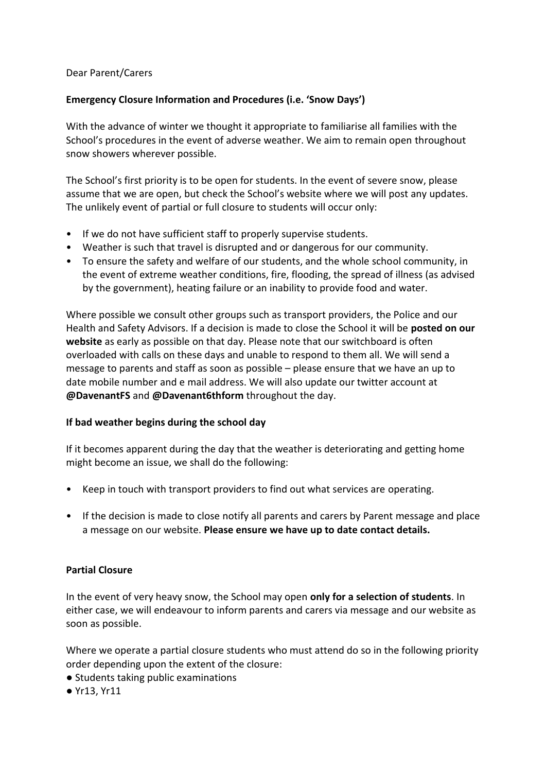Dear Parent/Carers

**Emergency Closure Information and Procedures (i.e. 'Snow Days')**

With the advance of winter we thought it appropriate to familiarise all families with the School's procedures in the event of adverse weather. We aim to remain open throughout snow showers wherever possible.

The School's first priority is to be open for students. In the event of severe snow, please assume that we are open, but check the School's website where we will post any updates. The unlikely event of partial or full closure to students will occur only:

- If we do not have sufficient staff to properly supervise students.
- Weather is such that travel is disrupted and or dangerous for our community.
- To ensure the safety and welfare of our students, and the whole school community, in the event of extreme weather conditions, fire, flooding, the spread of illness (as advised by the government), heating failure or an inability to provide food and water.

Where possible we consult other groups such as transport providers, the Police and our Health and Safety Advisors. If a decision is made to close the School it will be **posted on our website** as early as possible on that day. Please note that our switchboard is often overloaded with calls on these days and unable to respond to them all. We will send a message to parents and staff as soon as possible – please ensure that we have an up to date mobile number and e mail address. We will also update our twitter account at **@DavenantFS** and **@Davenant6thform** throughout the day.

**If bad weather begins during the school day**

If it becomes apparent during the day that the weather is deteriorating and getting home might become an issue, we shall do the following:

- Keep in touch with transport providers to find out what services are operating.
- If the decision is made to close notify all parents and carers by Parent message and place a message on our website. **Please ensure we have up to date contact details.**

**Partial Closure**

In the event of very heavy snow, the School may open **only for a selection of students**. In either case, we will endeavour to inform parents and carers via message and our website as soon as possible.

Where we operate a partial closure students who must attend do so in the following priority order depending upon the extent of the closure:

- Students taking public examinations
- Yr13, Yr11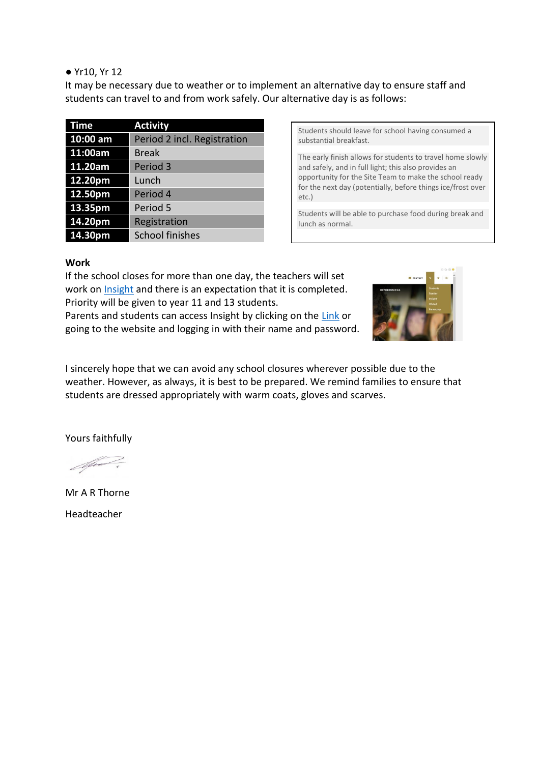● Yr10, Yr 12

It may be necessary due to weather or to implement an alternative day to ensure staff and students can travel to and from work safely. Our alternative day is as follows:

| Time | Activity |
|---|---|
| 10:00 am | Period 2 incl. Registration |
| 11:00am | Break |
| 11.20am | Period 3 |
| 12.20pm | Lunch |
| 12.50pm | Period 4 |
| 13.35pm | Period 5 |
| 14.20pm | Registration |
| 14.30pm | School finishes |

Students should leave for school having consumed a substantial breakfast.

The early finish allows for students to travel home slowly and safely, and in full light; this also provides an opportunity for the Site Team to make the school ready for the next day (potentially, before things ice/frost over etc.)

Students will be able to purchase food during break and lunch as normal.

**Work**

If the school closes for more than one day, the teachers will set work on Insight and there is an expectation that it is completed. Priority will be given to year 11 and 13 students.

Parents and students can access Insight by clicking on the Link or going to the website and logging in with their name and password.

I sincerely hope that we can avoid any school closures wherever possible due to the weather. However, as always, it is best to be prepared. We remind families to ensure that students are dressed appropriately with warm coats, gloves and scarves.

Yours faithfully

Mr A R Thorne

Headteacher